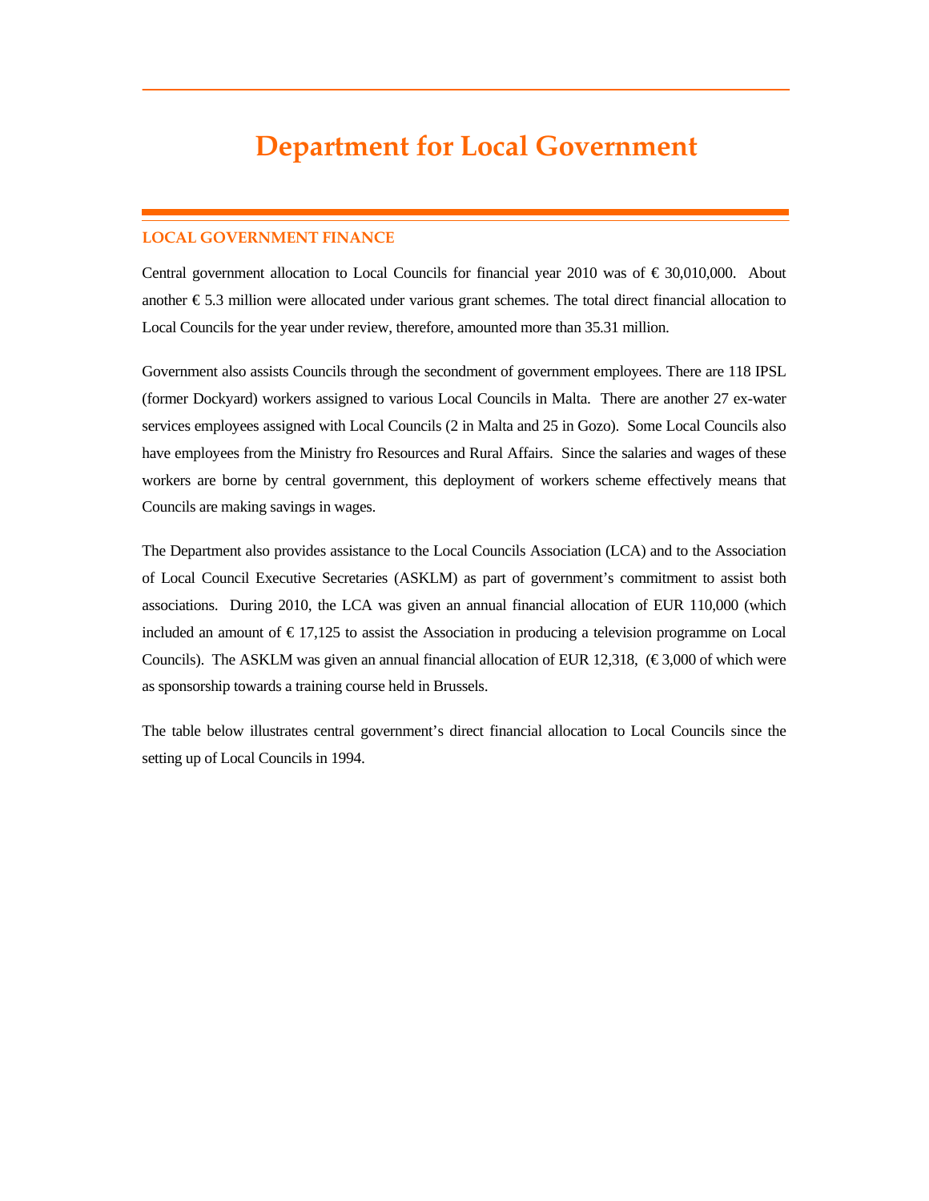# Department for Local Government

## LOCAL GOVERNMENT FINANCE

Central government allocation to Local Councils for financial year 2010 was of € 30,010,000. About another € 5.3 million were allocated under various grant schemes. The total direct financial allocation to Local Councils for the year under review, therefore, amounted more than 35.31 million.

Government also assists Councils through the secondment of government employees. There are 118 IPSL (former Dockyard) workers assigned to various Local Councils in Malta. There are another 27 ex-water services employees assigned with Local Councils (2 in Malta and 25 in Gozo). Some Local Councils also have employees from the Ministry fro Resources and Rural Affairs. Since the salaries and wages of these workers are borne by central government, this deployment of workers scheme effectively means that Councils are making savings in wages.

The Department also provides assistance to the Local Councils Association (LCA) and to the Association of Local Council Executive Secretaries (ASKLM) as part of government's commitment to assist both associations. During 2010, the LCA was given an annual financial allocation of EUR 110,000 (which included an amount of € 17,125 to assist the Association in producing a television programme on Local Councils). The ASKLM was given an annual financial allocation of EUR 12,318, (€ 3,000 of which were as sponsorship towards a training course held in Brussels.

The table below illustrates central government's direct financial allocation to Local Councils since the setting up of Local Councils in 1994.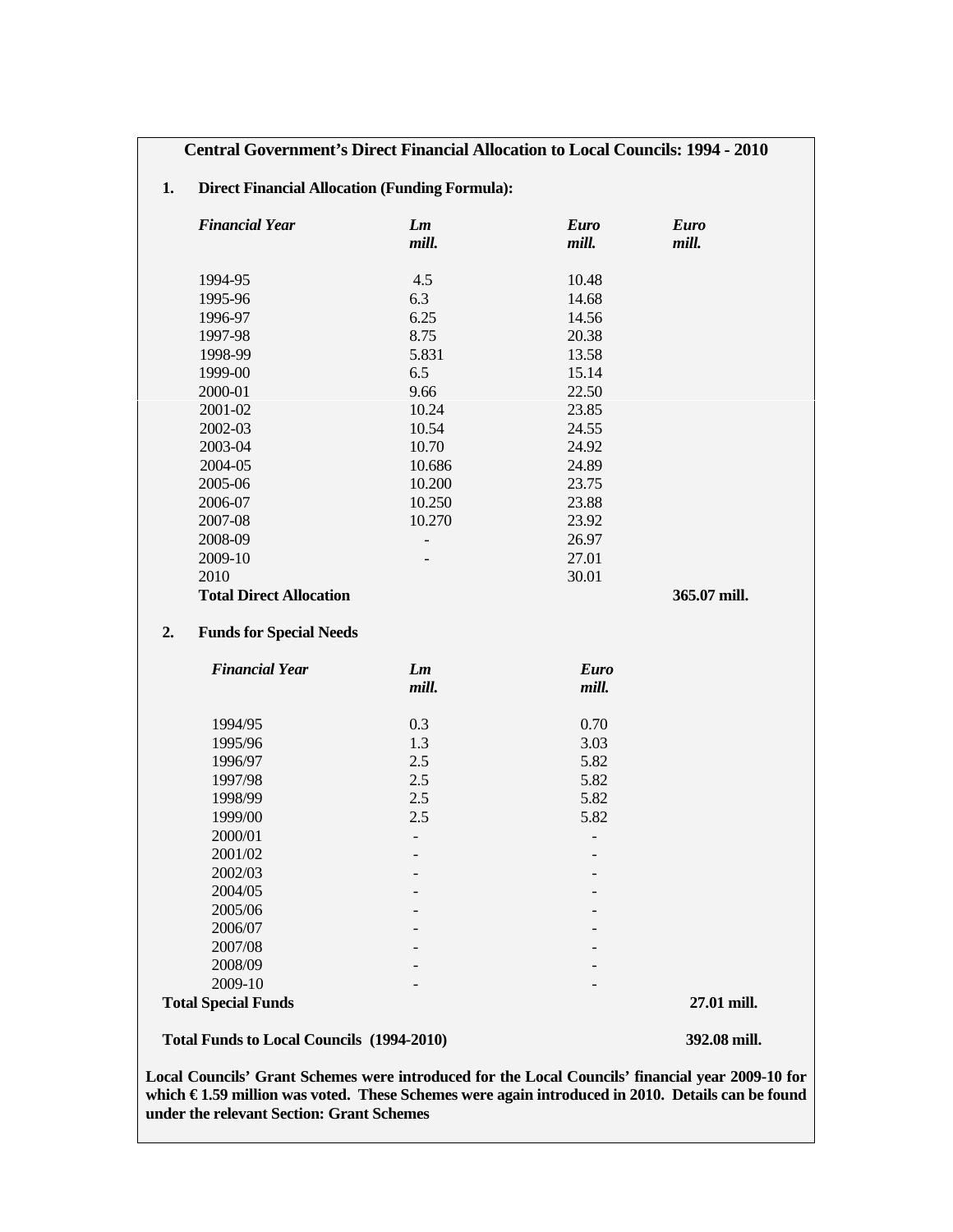**Central Government's Direct Financial Allocation to Local Councils: 1994 - 2010**

**1. Direct Financial Allocation (Funding Formula):**

| *Financial Year* | *Lm mill.* | *Euro mill.* | *Euro mill.* |
|---|---|---|---|
| 1994-95 | 4.5 | 10.48 | |
| 1995-96 | 6.3 | 14.68 | |
| 1996-97 | 6.25 | 14.56 | |
| 1997-98 | 8.75 | 20.38 | |
| 1998-99 | 5.831 | 13.58 | |
| 1999-00 | 6.5 | 15.14 | |
| 2000-01 | 9.66 | 22.50 | |
| 2001-02 | 10.24 | 23.85 | |
| 2002-03 | 10.54 | 24.55 | |
| 2003-04 | 10.70 | 24.92 | |
| 2004-05 | 10.686 | 24.89 | |
| 2005-06 | 10.200 | 23.75 | |
| 2006-07 | 10.250 | 23.88 | |
| 2007-08 | 10.270 | 23.92 | |
| 2008-09 | - | 26.97 | |
| 2009-10 | - | 27.01 | |
| 2010 | | 30.01 | |
| **Total Direct Allocation** | | | **365.07 mill.** |

**2. Funds for Special Needs**

| *Financial Year* | *Lm mill.* | *Euro mill.* | |
|---|---|---|---|
| 1994/95 | 0.3 | 0.70 | |
| 1995/96 | 1.3 | 3.03 | |
| 1996/97 | 2.5 | 5.82 | |
| 1997/98 | 2.5 | 5.82 | |
| 1998/99 | 2.5 | 5.82 | |
| 1999/00 | 2.5 | 5.82 | |
| 2000/01 | - | - | |
| 2001/02 | - | - | |
| 2002/03 | - | - | |
| 2004/05 | - | - | |
| 2005/06 | - | - | |
| 2006/07 | - | - | |
| 2007/08 | - | - | |
| 2008/09 | - | - | |
| 2009-10 | - | - | |
| **Total Special Funds** | | | **27.01 mill.** |

**Total Funds to Local Councils (1994-2010)** **392.08 mill.**

**Local Councils' Grant Schemes were introduced for the Local Councils' financial year 2009-10 for which € 1.59 million was voted. These Schemes were again introduced in 2010. Details can be found under the relevant Section: Grant Schemes**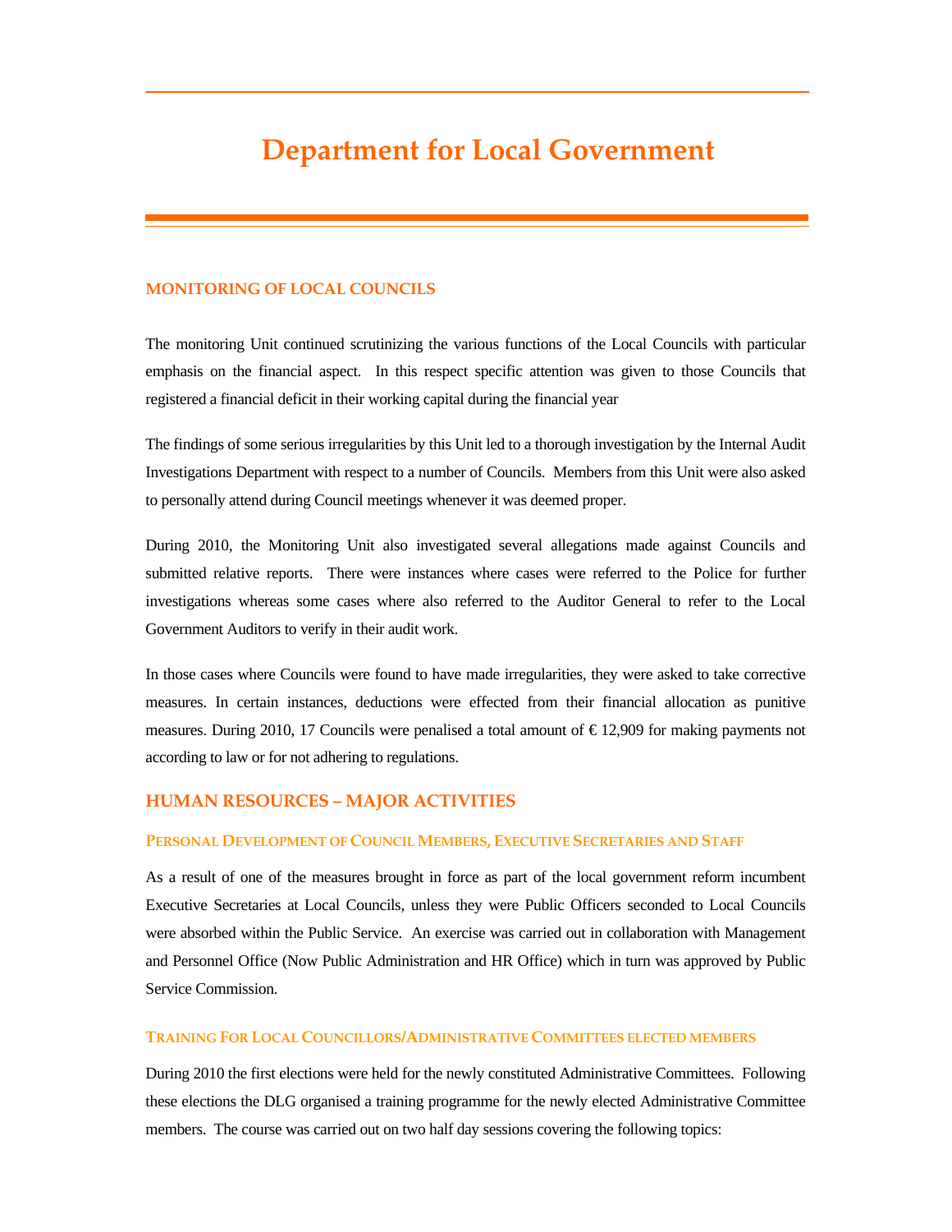# Department for Local Government

## MONITORING OF LOCAL COUNCILS

The monitoring Unit continued scrutinizing the various functions of the Local Councils with particular emphasis on the financial aspect. In this respect specific attention was given to those Councils that registered a financial deficit in their working capital during the financial year

The findings of some serious irregularities by this Unit led to a thorough investigation by the Internal Audit Investigations Department with respect to a number of Councils. Members from this Unit were also asked to personally attend during Council meetings whenever it was deemed proper.

During 2010, the Monitoring Unit also investigated several allegations made against Councils and submitted relative reports. There were instances where cases were referred to the Police for further investigations whereas some cases where also referred to the Auditor General to refer to the Local Government Auditors to verify in their audit work.

In those cases where Councils were found to have made irregularities, they were asked to take corrective measures. In certain instances, deductions were effected from their financial allocation as punitive measures. During 2010, 17 Councils were penalised a total amount of € 12,909 for making payments not according to law or for not adhering to regulations.

## HUMAN RESOURCES – MAJOR ACTIVITIES

### Personal Development of Council Members, Executive Secretaries and Staff

As a result of one of the measures brought in force as part of the local government reform incumbent Executive Secretaries at Local Councils, unless they were Public Officers seconded to Local Councils were absorbed within the Public Service. An exercise was carried out in collaboration with Management and Personnel Office (Now Public Administration and HR Office) which in turn was approved by Public Service Commission.

### Training For Local Councillors/Administrative Committees elected members

During 2010 the first elections were held for the newly constituted Administrative Committees. Following these elections the DLG organised a training programme for the newly elected Administrative Committee members. The course was carried out on two half day sessions covering the following topics: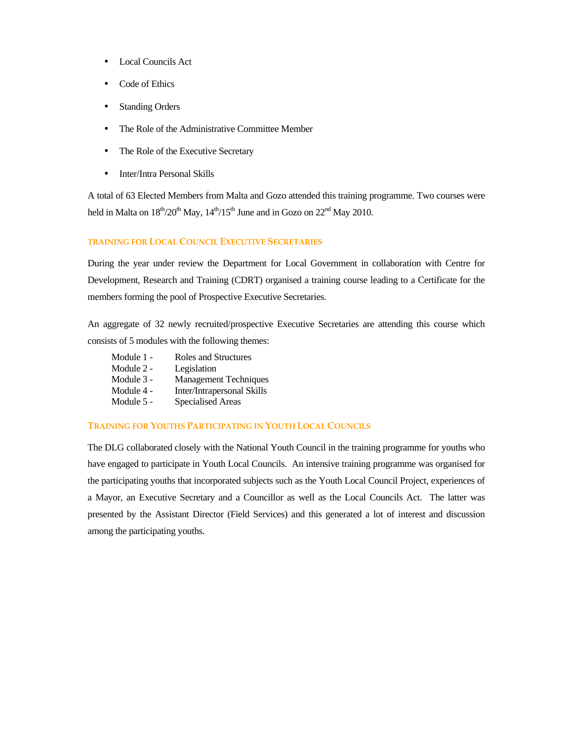- Local Councils Act
- Code of Ethics
- Standing Orders
- The Role of the Administrative Committee Member
- The Role of the Executive Secretary
- Inter/Intra Personal Skills

A total of 63 Elected Members from Malta and Gozo attended this training programme. Two courses were held in Malta on 18th/20th May, 14th/15th June and in Gozo on 22nd May 2010.

### TRAINING FOR LOCAL COUNCIL EXECUTIVE SECRETARIES

During the year under review the Department for Local Government in collaboration with Centre for Development, Research and Training (CDRT) organised a training course leading to a Certificate for the members forming the pool of Prospective Executive Secretaries.

An aggregate of 32 newly recruited/prospective Executive Secretaries are attending this course which consists of 5 modules with the following themes:

Module 1 - Roles and Structures
Module 2 - Legislation
Module 3 - Management Techniques
Module 4 - Inter/Intrapersonal Skills
Module 5 - Specialised Areas

### TRAINING FOR YOUTHS PARTICIPATING IN YOUTH LOCAL COUNCILS

The DLG collaborated closely with the National Youth Council in the training programme for youths who have engaged to participate in Youth Local Councils. An intensive training programme was organised for the participating youths that incorporated subjects such as the Youth Local Council Project, experiences of a Mayor, an Executive Secretary and a Councillor as well as the Local Councils Act. The latter was presented by the Assistant Director (Field Services) and this generated a lot of interest and discussion among the participating youths.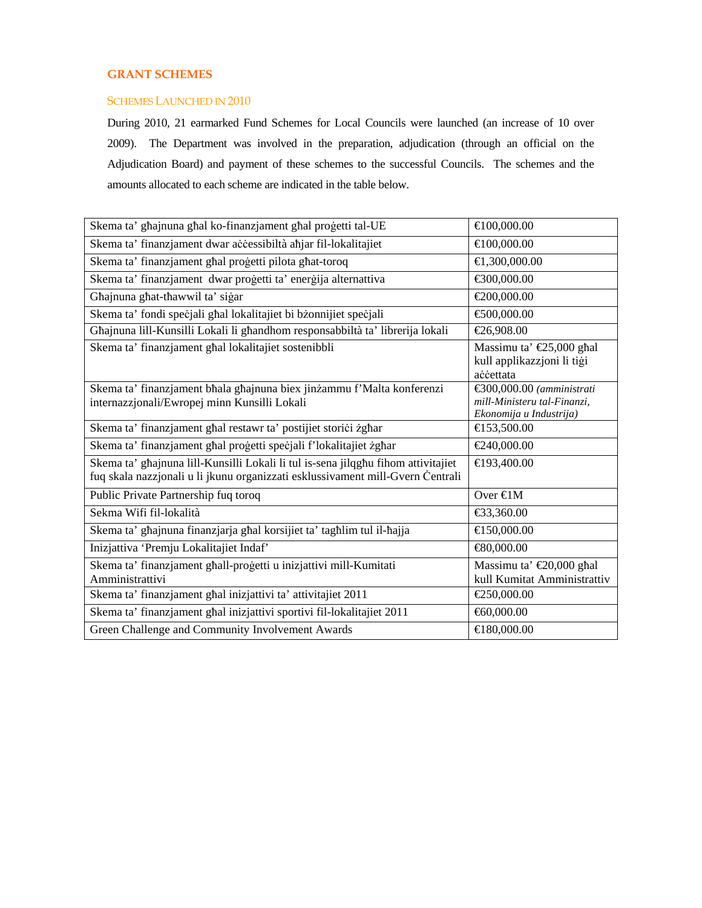## GRANT SCHEMES

### Schemes Launched in 2010

During 2010, 21 earmarked Fund Schemes for Local Councils were launched (an increase of 10 over 2009). The Department was involved in the preparation, adjudication (through an official on the Adjudication Board) and payment of these schemes to the successful Councils. The schemes and the amounts allocated to each scheme are indicated in the table below.

| | |
|---|---|
| Skema ta' għajnuna għal ko-finanzjament għal proġetti tal-UE | €100,000.00 |
| Skema ta' finanzjament dwar aċċessibiltà aħjar fil-lokalitajiet | €100,000.00 |
| Skema ta' finanzjament għal proġetti pilota għat-toroq | €1,300,000.00 |
| Skema ta' finanzjament dwar proġetti ta' enerġija alternattiva | €300,000.00 |
| Għajnuna għat-tħawwil ta' siġar | €200,000.00 |
| Skema ta' fondi speċjali għal lokalitajiet bi bżonnijiet speċjali | €500,000.00 |
| Għajnuna lill-Kunsilli Lokali li għandhom responsabbiltà ta' librerija lokali | €26,908.00 |
| Skema ta' finanzjament għal lokalitajiet sostenibbli | Massimu ta' €25,000 għal kull applikazzjoni li tiġi aċċettata |
| Skema ta' finanzjament bħala għajnuna biex jinżammu f'Malta konferenzi internazzjonali/Ewropej minn Kunsilli Lokali | €300,000.00 *(amministrati mill-Ministeru tal-Finanzi, Ekonomija u Industrija)* |
| Skema ta' finanzjament għal restawr ta' postijiet storiċi żgħar | €153,500.00 |
| Skema ta' finanzjament għal proġetti speċjali f'lokalitajiet żgħar | €240,000.00 |
| Skema ta' għajnuna lill-Kunsilli Lokali li tul is-sena jilqgħu fihom attivitajiet fuq skala nazzjonali u li jkunu organizzati esklussivament mill-Gvern Ċentrali | €193,400.00 |
| Public Private Partnership fuq toroq | Over €1M |
| Sekma Wifi fil-lokalità | €33,360.00 |
| Skema ta' għajnuna finanzjarja għal korsijiet ta' tagħlim tul il-ħajja | €150,000.00 |
| Inizjattiva 'Premju Lokalitajiet Indaf' | €80,000.00 |
| Skema ta' finanzjament għall-proġetti u inizjattivi mill-Kumitati Amministrattivi | Massimu ta' €20,000 għal kull Kumitat Amministrattiv |
| Skema ta' finanzjament għal inizjattivi ta' attivitajiet 2011 | €250,000.00 |
| Skema ta' finanzjament għal inizjattivi sportivi fil-lokalitajiet 2011 | €60,000.00 |
| Green Challenge and Community Involvement Awards | €180,000.00 |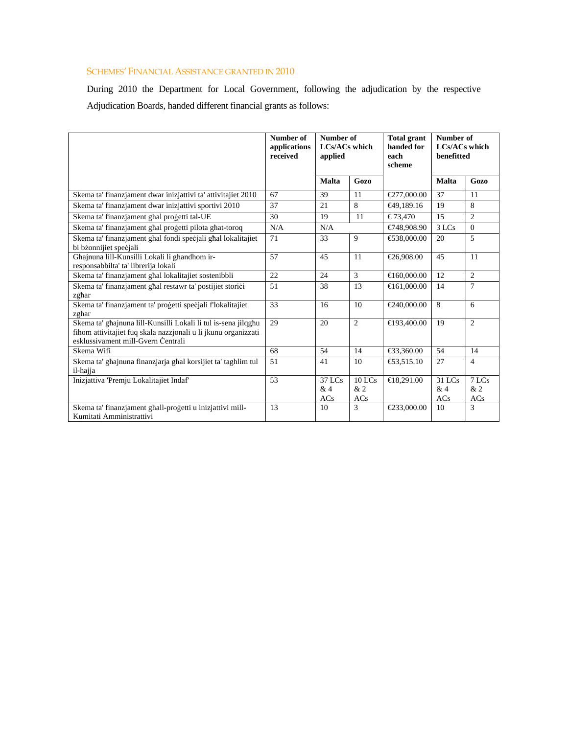## SCHEMES' FINANCIAL ASSISTANCE GRANTED IN 2010

During 2010 the Department for Local Government, following the adjudication by the respective Adjudication Boards, handed different financial grants as follows:

| | Number of applications received | Number of LCs/ACs which applied | | Total grant handed for each scheme | Number of LCs/ACs which benefitted | |
|---|---|---|---|---|---|---|
| | | Malta | Gozo | | Malta | Gozo |
| Skema ta' finanzjament dwar inizjattivi ta' attivitajiet 2010 | 67 | 39 | 11 | €277,000.00 | 37 | 11 |
| Skema ta' finanzjament dwar inizjattivi sportivi 2010 | 37 | 21 | 8 | €49,189.16 | 19 | 8 |
| Skema ta' finanzjament għal proġetti tal-UE | 30 | 19 | 11 | € 73,470 | 15 | 2 |
| Skema ta' finanzjament għal proġetti pilota għat-toroq | N/A | N/A | | €748,908.90 | 3 LCs | 0 |
| Skema ta' finanzjament għal fondi speċjali għal lokalitajiet bi bżonnijiet speċjali | 71 | 33 | 9 | €538,000.00 | 20 | 5 |
| Għajnuna lill-Kunsilli Lokali li għandhom ir-responsabbilta' ta' librerija lokali | 57 | 45 | 11 | €26,908.00 | 45 | 11 |
| Skema ta' finanzjament għal lokalitajiet sostenibbli | 22 | 24 | 3 | €160,000.00 | 12 | 2 |
| Skema ta' finanzjament għal restawr ta' postijiet storiċi zgħar | 51 | 38 | 13 | €161,000.00 | 14 | 7 |
| Skema ta' finanzjament ta' proġetti speċjali f'lokalitajiet zgħar | 33 | 16 | 10 | €240,000.00 | 8 | 6 |
| Skema ta' għajnuna lill-Kunsilli Lokali li tul is-sena jilqgħu fihom attivitajiet fuq skala nazzjonali u li jkunu organizzati esklussivament mill-Gvern Ċentrali | 29 | 20 | 2 | €193,400.00 | 19 | 2 |
| Skema Wifi | 68 | 54 | 14 | €33,360.00 | 54 | 14 |
| Skema ta' għajnuna finanzjarja għal korsijiet ta' taghlim tul il-hajja | 51 | 41 | 10 | €53,515.10 | 27 | 4 |
| Inizjattiva 'Premju Lokalitajiet Indaf' | 53 | 37 LCs & 4 ACs | 10 LCs & 2 ACs | €18,291.00 | 31 LCs & 4 ACs | 7 LCs & 2 ACs |
| Skema ta' finanzjament għall-proġetti u inizjattivi mill-Kumitati Amministrattivi | 13 | 10 | 3 | €233,000.00 | 10 | 3 |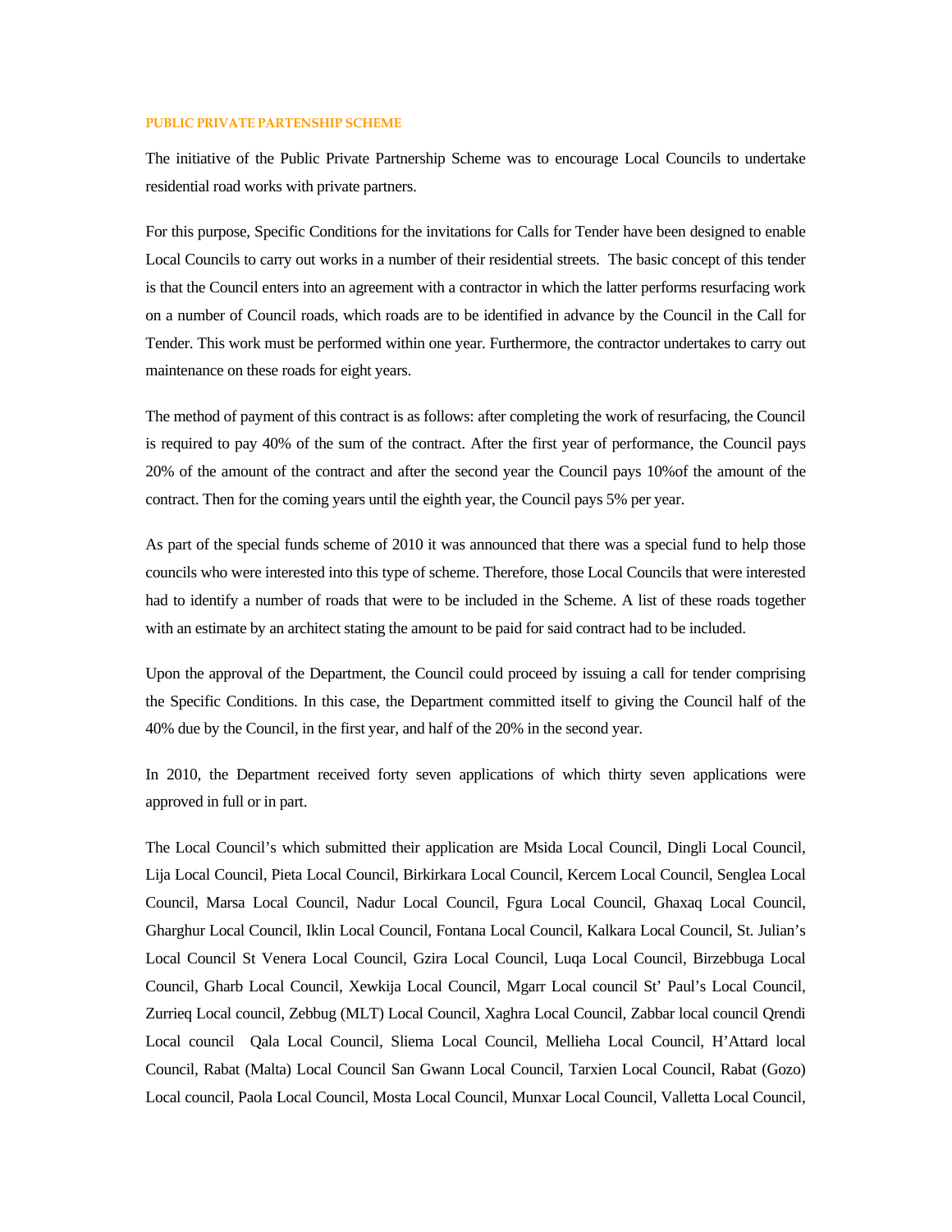**PUBLIC PRIVATE PARTENSHIP SCHEME**

The initiative of the Public Private Partnership Scheme was to encourage Local Councils to undertake residential road works with private partners.

For this purpose, Specific Conditions for the invitations for Calls for Tender have been designed to enable Local Councils to carry out works in a number of their residential streets. The basic concept of this tender is that the Council enters into an agreement with a contractor in which the latter performs resurfacing work on a number of Council roads, which roads are to be identified in advance by the Council in the Call for Tender. This work must be performed within one year. Furthermore, the contractor undertakes to carry out maintenance on these roads for eight years.

The method of payment of this contract is as follows: after completing the work of resurfacing, the Council is required to pay 40% of the sum of the contract. After the first year of performance, the Council pays 20% of the amount of the contract and after the second year the Council pays 10%of the amount of the contract. Then for the coming years until the eighth year, the Council pays 5% per year.

As part of the special funds scheme of 2010 it was announced that there was a special fund to help those councils who were interested into this type of scheme. Therefore, those Local Councils that were interested had to identify a number of roads that were to be included in the Scheme. A list of these roads together with an estimate by an architect stating the amount to be paid for said contract had to be included.

Upon the approval of the Department, the Council could proceed by issuing a call for tender comprising the Specific Conditions. In this case, the Department committed itself to giving the Council half of the 40% due by the Council, in the first year, and half of the 20% in the second year.

In 2010, the Department received forty seven applications of which thirty seven applications were approved in full or in part.

The Local Council's which submitted their application are Msida Local Council, Dingli Local Council, Lija Local Council, Pieta Local Council, Birkirkara Local Council, Kercem Local Council, Senglea Local Council, Marsa Local Council, Nadur Local Council, Fgura Local Council, Ghaxaq Local Council, Gharghur Local Council, Iklin Local Council, Fontana Local Council, Kalkara Local Council, St. Julian's Local Council St Venera Local Council, Gzira Local Council, Luqa Local Council, Birzebbuga Local Council, Gharb Local Council, Xewkija Local Council, Mgarr Local council St' Paul's Local Council, Zurrieq Local council, Zebbug (MLT) Local Council, Xaghra Local Council, Zabbar local council Qrendi Local council Qala Local Council, Sliema Local Council, Mellieha Local Council, H'Attard local Council, Rabat (Malta) Local Council San Gwann Local Council, Tarxien Local Council, Rabat (Gozo) Local council, Paola Local Council, Mosta Local Council, Munxar Local Council, Valletta Local Council,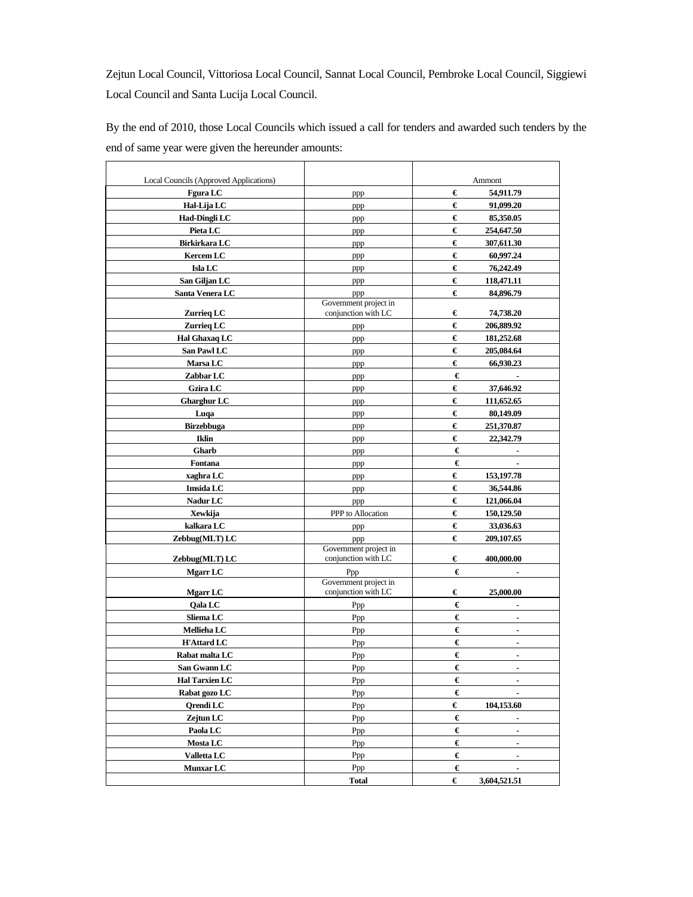Zejtun Local Council, Vittoriosa Local Council, Sannat Local Council, Pembroke Local Council, Siggiewi Local Council and Santa Lucija Local Council.

By the end of 2010, those Local Councils which issued a call for tenders and awarded such tenders by the end of same year were given the hereunder amounts:

| Local Councils (Approved Applications) | | Ammont |
|---|---|---|
| **Fgura LC** | ppp | € **54,911.79** |
| **Hal-Lija LC** | ppp | € **91,099.20** |
| **Had-Dingli LC** | ppp | € **85,350.05** |
| **Pieta LC** | ppp | € **254,647.50** |
| **Birkirkara LC** | ppp | € **307,611.30** |
| **Kercem LC** | ppp | € **60,997.24** |
| **Isla LC** | ppp | € **76,242.49** |
| **San Giljan LC** | ppp | € **118,471.11** |
| **Santa Venera LC** | ppp | € **84,896.79** |
| **Zurrieq LC** | Government project in conjunction with LC | € **74,738.20** |
| **Zurrieq LC** | ppp | € **206,889.92** |
| **Hal Ghaxaq LC** | ppp | € **181,252.68** |
| **San Pawl LC** | ppp | € **205,084.64** |
| **Marsa LC** | ppp | € **66,930.23** |
| **Zabbar LC** | ppp | € **-** |
| **Gzira LC** | ppp | € **37,646.92** |
| **Gharghur LC** | ppp | € **111,652.65** |
| **Luqa** | ppp | € **80,149.09** |
| **Birzebbuga** | ppp | € **251,370.87** |
| **Iklin** | ppp | € **22,342.79** |
| **Gharb** | ppp | € **-** |
| **Fontana** | ppp | € **-** |
| **xaghra LC** | ppp | € **153,197.78** |
| **Imsida LC** | ppp | € **36,544.86** |
| **Nadur LC** | ppp | € **121,066.04** |
| **Xewkija** | PPP to Allocation | € **150,129.50** |
| **kalkara LC** | ppp | € **33,036.63** |
| **Zebbug(MLT) LC** | ppp | € **209,107.65** |
| **Zebbug(MLT) LC** | Government project in conjunction with LC | € **400,000.00** |
| **Mgarr LC** | Ppp | € **-** |
| **Mgarr LC** | Government project in conjunction with LC | € **25,000.00** |
| **Qala LC** | Ppp | € **-** |
| **Sliema LC** | Ppp | € **-** |
| **Mellieha LC** | Ppp | € **-** |
| **H'Attard LC** | Ppp | € **-** |
| **Rabat malta LC** | Ppp | € **-** |
| **San Gwann LC** | Ppp | € **-** |
| **Hal Tarxien LC** | Ppp | € **-** |
| **Rabat gozo LC** | Ppp | € **-** |
| **Qrendi LC** | Ppp | € **104,153.60** |
| **Zejtun LC** | Ppp | € **-** |
| **Paola LC** | Ppp | € **-** |
| **Mosta LC** | Ppp | € **-** |
| **Valletta LC** | Ppp | € **-** |
| **Munxar LC** | Ppp | € **-** |
| | **Total** | € **3,604,521.51** |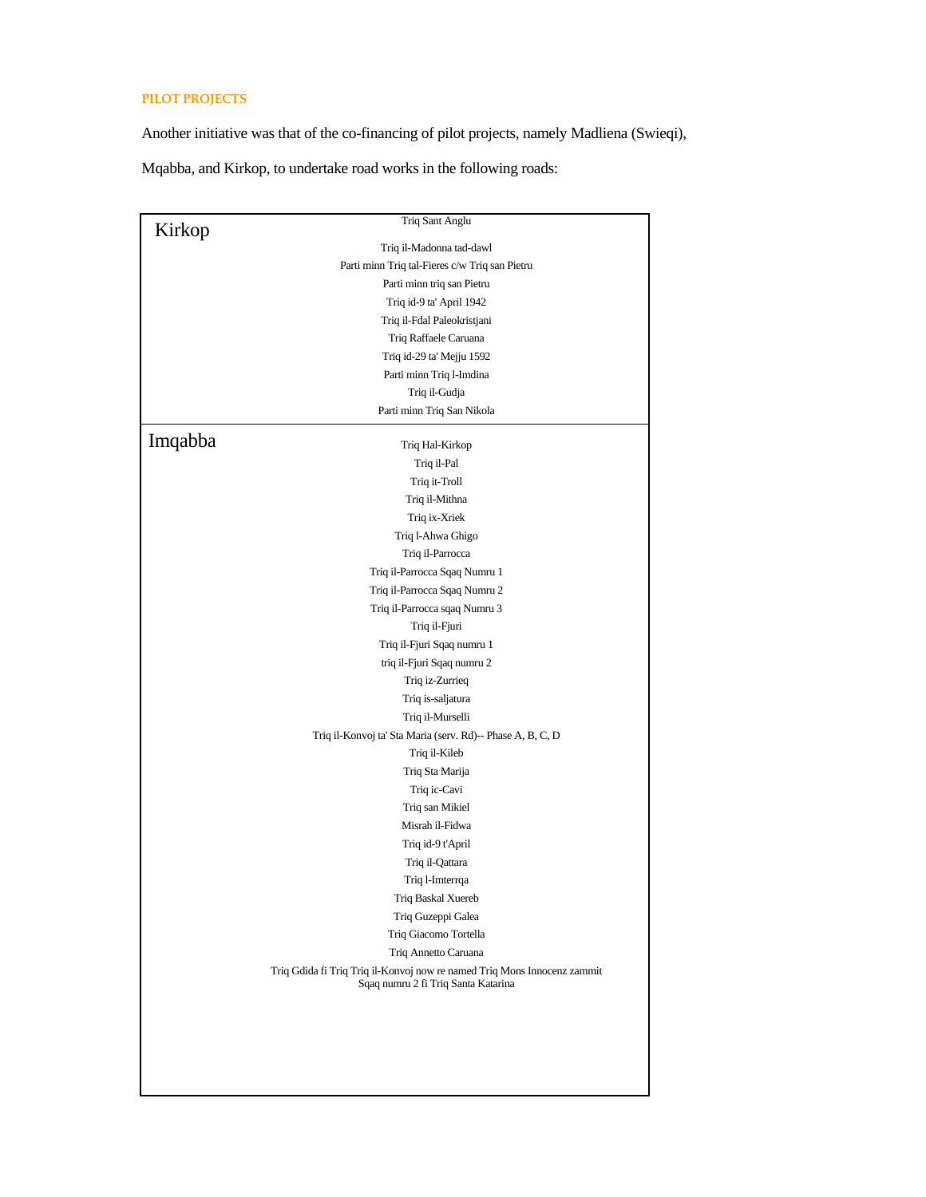**PILOT PROJECTS**

Another initiative was that of the co-financing of pilot projects, namely Madliena (Swieqi), Mqabba, and Kirkop, to undertake road works in the following roads:

| Locality | Roads |
| --- | --- |
| Kirkop | Triq Sant Anglu |
| | Triq il-Madonna tad-dawl |
| | Parti minn Triq tal-Fieres c/w Triq san Pietru |
| | Parti minn triq san Pietru |
| | Triq id-9 ta' April 1942 |
| | Triq il-Fdal Paleokristjani |
| | Triq Raffaele Caruana |
| | Triq id-29 ta' Mejju 1592 |
| | Parti minn Triq l-Imdina |
| | Triq il-Gudja |
| | Parti minn Triq San Nikola |
| Imqabba | Triq Hal-Kirkop |
| | Triq il-Pal |
| | Triq it-Troll |
| | Triq il-Mithna |
| | Triq ix-Xriek |
| | Triq l-Ahwa Ghigo |
| | Triq il-Parrocca |
| | Triq il-Parrocca Sqaq Numru 1 |
| | Triq il-Parrocca Sqaq Numru 2 |
| | Triq il-Parrocca sqaq Numru 3 |
| | Triq il-Fjuri |
| | Triq il-Fjuri Sqaq numru 1 |
| | triq il-Fjuri Sqaq numru 2 |
| | Triq iz-Zurrieq |
| | Triq is-saljatura |
| | Triq il-Murselli |
| | Triq il-Konvoj ta' Sta Maria (serv. Rd)-- Phase A, B, C, D |
| | Triq il-Kileb |
| | Triq Sta Marija |
| | Triq ic-Cavi |
| | Triq san Mikiel |
| | Misrah il-Fidwa |
| | Triq id-9 t'April |
| | Triq il-Qattara |
| | Triq l-Imterrqa |
| | Triq Baskal Xuereb |
| | Triq Guzeppi Galea |
| | Triq Giacomo Tortella |
| | Triq Annetto Caruana |
| | Triq Gdida fi Triq Triq il-Konvoj now re named Triq Mons Innocenz zammit Sqaq numru 2 fi Triq Santa Katarina |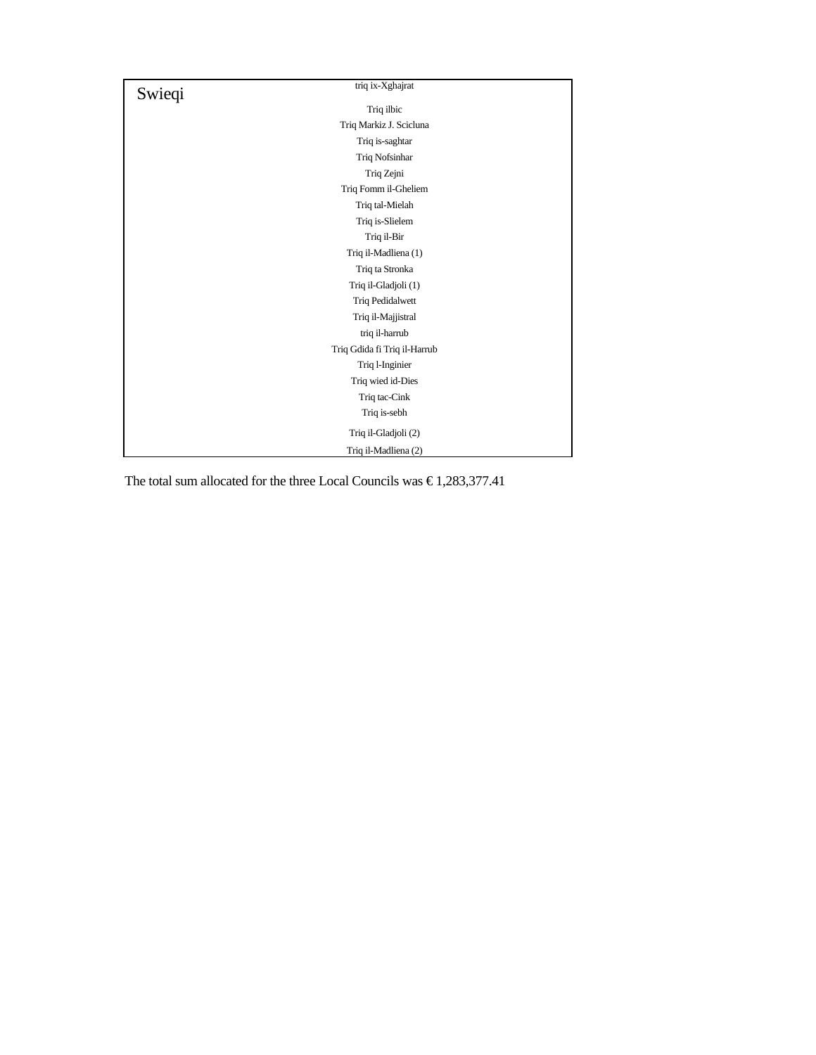| | |
|---|---|
| Swieqi | triq ix-Xghajrat |
| | Triq ilbic |
| | Triq Markiz J. Scicluna |
| | Triq is-saghtar |
| | Triq Nofsinhar |
| | Triq Zejni |
| | Triq Fomm il-Gheliem |
| | Triq tal-Mielah |
| | Triq is-Slielem |
| | Triq il-Bir |
| | Triq il-Madliena (1) |
| | Triq ta Stronka |
| | Triq il-Gladjoli (1) |
| | Triq Pedidalwett |
| | Triq il-Majjistral |
| | triq il-harrub |
| | Triq Gdida fi Triq il-Harrub |
| | Triq l-Inginier |
| | Triq wied id-Dies |
| | Triq tac-Cink |
| | Triq is-sebh |
| | Triq il-Gladjoli (2) |
| | Triq il-Madliena (2) |

The total sum allocated for the three Local Councils was € 1,283,377.41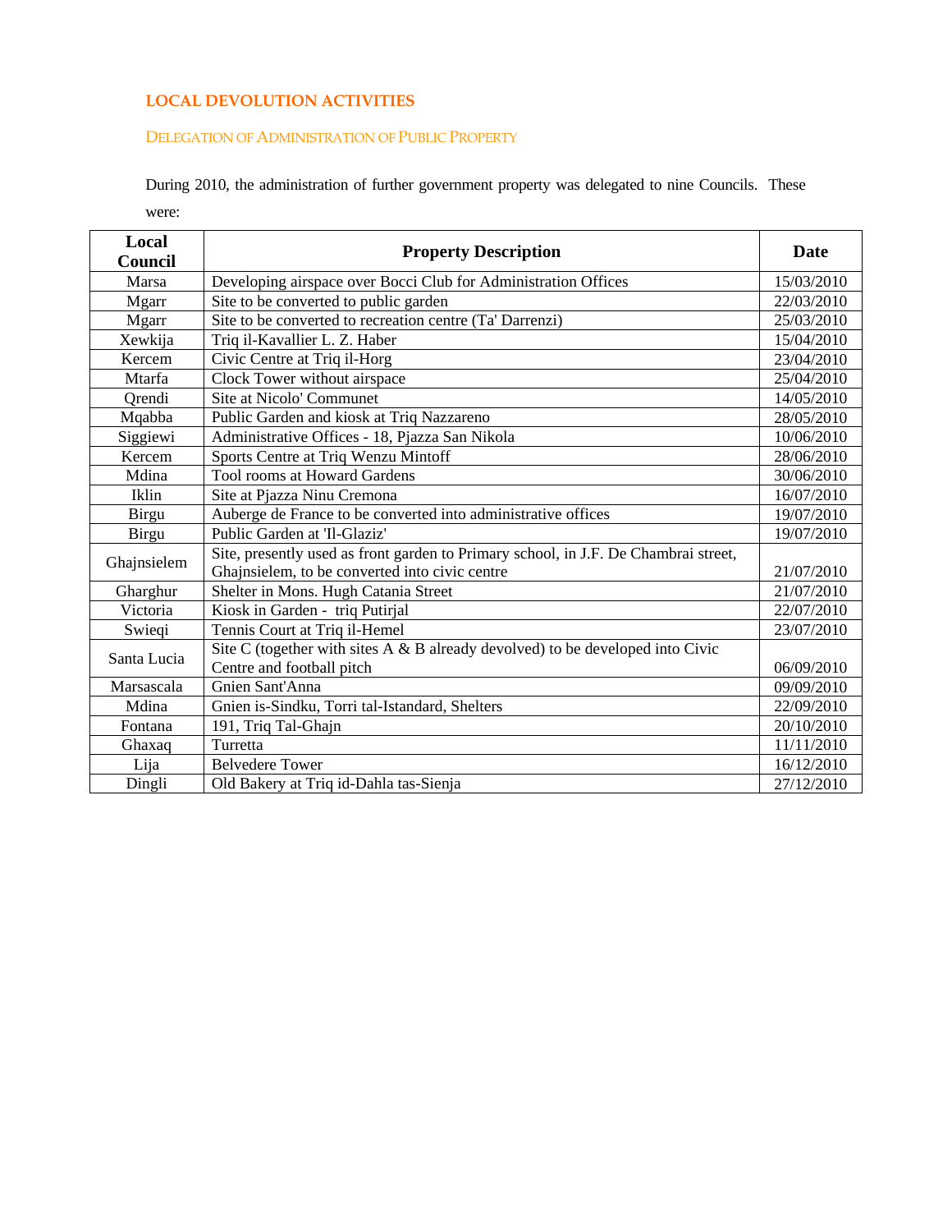## LOCAL DEVOLUTION ACTIVITIES

### DELEGATION OF ADMINISTRATION OF PUBLIC PROPERTY

During 2010, the administration of further government property was delegated to nine Councils. These were:

| Local Council | Property Description | Date |
|---|---|---|
| Marsa | Developing airspace over Bocci Club for Administration Offices | 15/03/2010 |
| Mgarr | Site to be converted to public garden | 22/03/2010 |
| Mgarr | Site to be converted to recreation centre (Ta' Darrenzi) | 25/03/2010 |
| Xewkija | Triq il-Kavallier L. Z. Haber | 15/04/2010 |
| Kercem | Civic Centre at Triq il-Horg | 23/04/2010 |
| Mtarfa | Clock Tower without airspace | 25/04/2010 |
| Qrendi | Site at Nicolo' Communet | 14/05/2010 |
| Mqabba | Public Garden and kiosk at Triq Nazzareno | 28/05/2010 |
| Siggiewi | Administrative Offices - 18, Pjazza San Nikola | 10/06/2010 |
| Kercem | Sports Centre at Triq Wenzu Mintoff | 28/06/2010 |
| Mdina | Tool rooms at Howard Gardens | 30/06/2010 |
| Iklin | Site at Pjazza Ninu Cremona | 16/07/2010 |
| Birgu | Auberge de France to be converted into administrative offices | 19/07/2010 |
| Birgu | Public Garden at 'Il-Glaziz' | 19/07/2010 |
| Ghajnsielem | Site, presently used as front garden to Primary school, in J.F. De Chambrai street, Ghajnsielem, to be converted into civic centre | 21/07/2010 |
| Gharghur | Shelter in Mons. Hugh Catania Street | 21/07/2010 |
| Victoria | Kiosk in Garden - triq Putirjal | 22/07/2010 |
| Swieqi | Tennis Court at Triq il-Hemel | 23/07/2010 |
| Santa Lucia | Site C (together with sites A & B already devolved) to be developed into Civic Centre and football pitch | 06/09/2010 |
| Marsascala | Gnien Sant'Anna | 09/09/2010 |
| Mdina | Gnien is-Sindku, Torri tal-Istandard, Shelters | 22/09/2010 |
| Fontana | 191, Triq Tal-Ghajn | 20/10/2010 |
| Ghaxaq | Turretta | 11/11/2010 |
| Lija | Belvedere Tower | 16/12/2010 |
| Dingli | Old Bakery at Triq id-Dahla tas-Sienja | 27/12/2010 |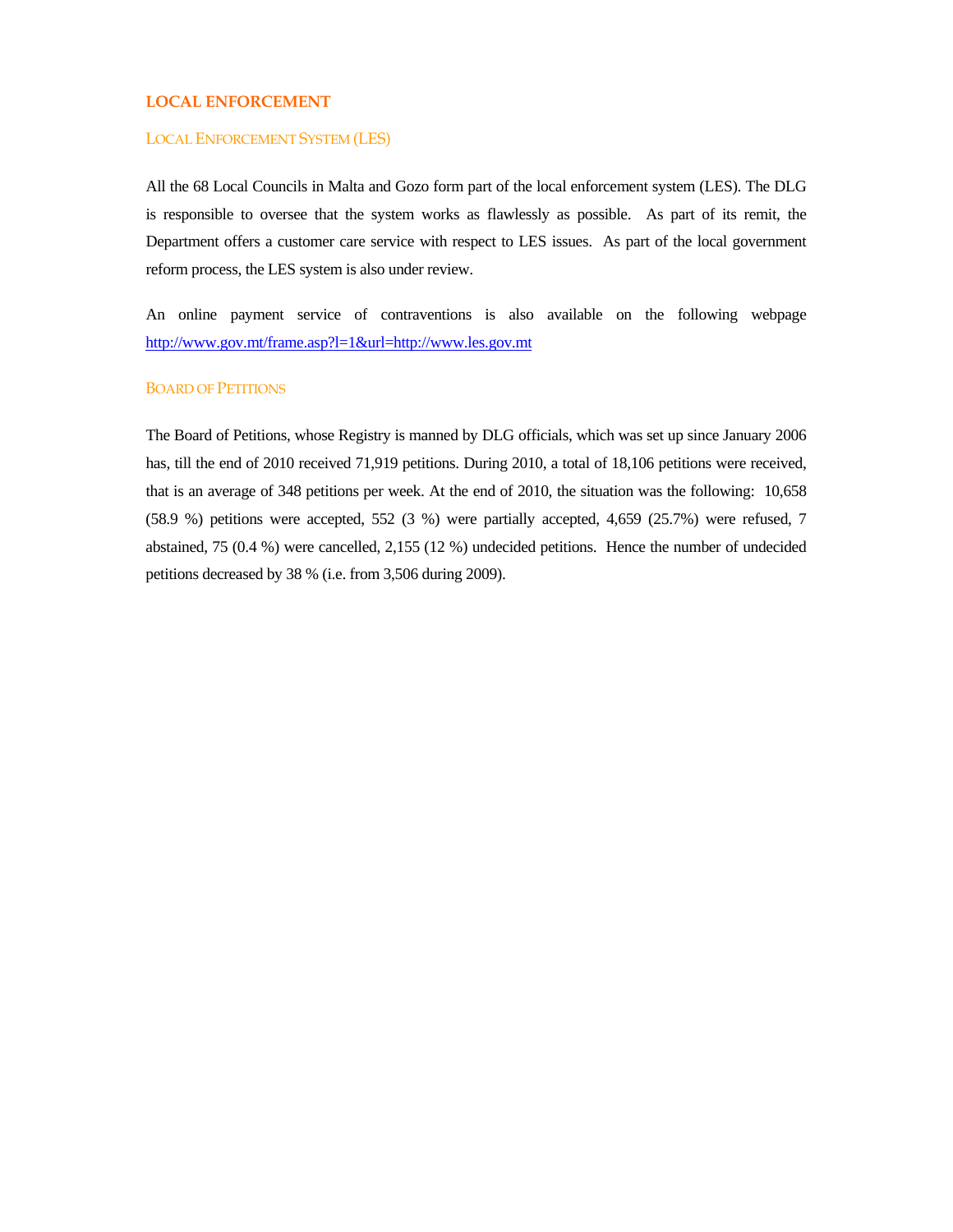## LOCAL ENFORCEMENT

### LOCAL ENFORCEMENT SYSTEM (LES)

All the 68 Local Councils in Malta and Gozo form part of the local enforcement system (LES). The DLG is responsible to oversee that the system works as flawlessly as possible. As part of its remit, the Department offers a customer care service with respect to LES issues. As part of the local government reform process, the LES system is also under review.

An online payment service of contraventions is also available on the following webpage http://www.gov.mt/frame.asp?l=1&url=http://www.les.gov.mt

### BOARD OF PETITIONS

The Board of Petitions, whose Registry is manned by DLG officials, which was set up since January 2006 has, till the end of 2010 received 71,919 petitions. During 2010, a total of 18,106 petitions were received, that is an average of 348 petitions per week. At the end of 2010, the situation was the following: 10,658 (58.9 %) petitions were accepted, 552 (3 %) were partially accepted, 4,659 (25.7%) were refused, 7 abstained, 75 (0.4 %) were cancelled, 2,155 (12 %) undecided petitions. Hence the number of undecided petitions decreased by 38 % (i.e. from 3,506 during 2009).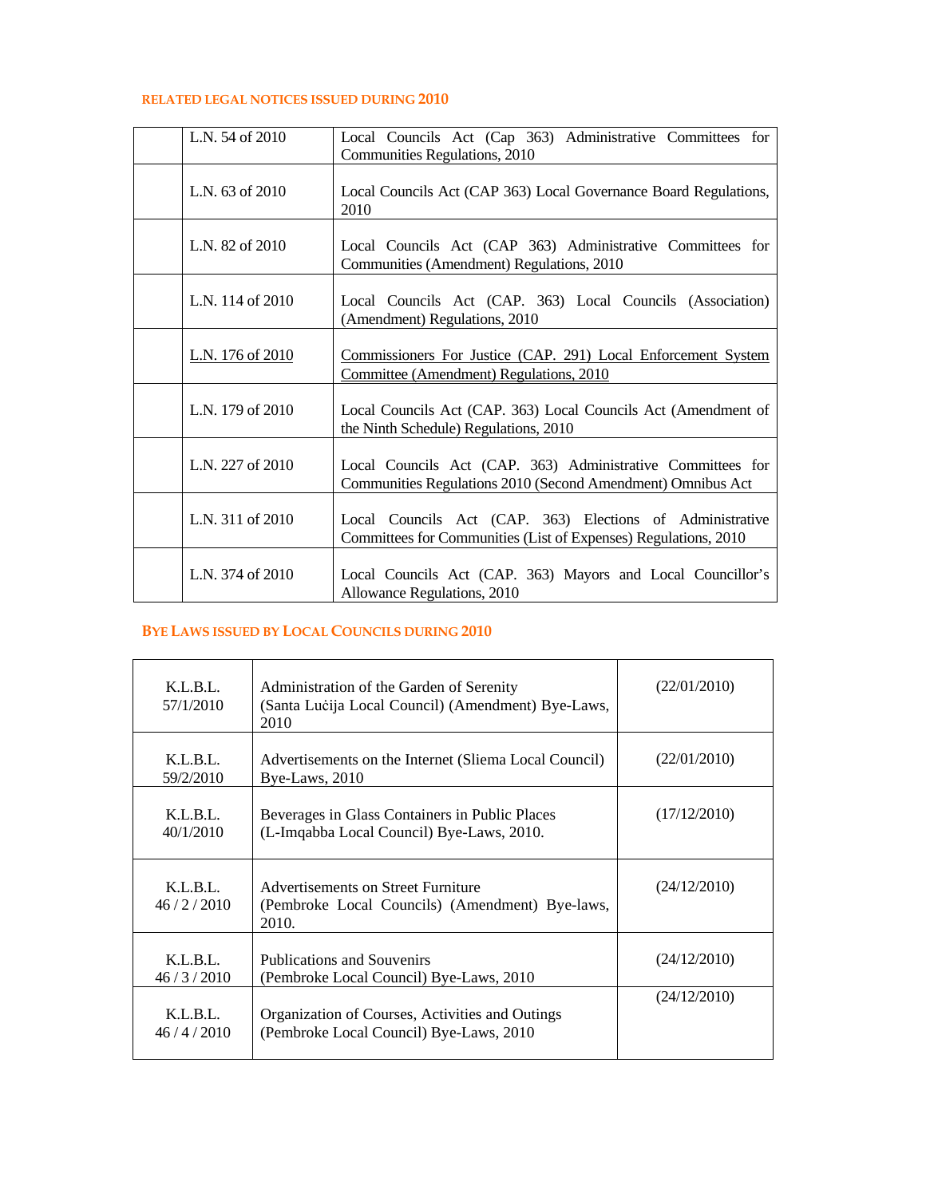### RELATED LEGAL NOTICES ISSUED DURING 2010

| | | |
|---|---|---|
| | L.N. 54 of 2010 | Local Councils Act (Cap 363) Administrative Committees for Communities Regulations, 2010 |
| | L.N. 63 of 2010 | Local Councils Act (CAP 363) Local Governance Board Regulations, 2010 |
| | L.N. 82 of 2010 | Local Councils Act (CAP 363) Administrative Committees for Communities (Amendment) Regulations, 2010 |
| | L.N. 114 of 2010 | Local Councils Act (CAP. 363) Local Councils (Association) (Amendment) Regulations, 2010 |
| | L.N. 176 of 2010 | Commissioners For Justice (CAP. 291) Local Enforcement System Committee (Amendment) Regulations, 2010 |
| | L.N. 179 of 2010 | Local Councils Act (CAP. 363) Local Councils Act (Amendment of the Ninth Schedule) Regulations, 2010 |
| | L.N. 227 of 2010 | Local Councils Act (CAP. 363) Administrative Committees for Communities Regulations 2010 (Second Amendment) Omnibus Act |
| | L.N. 311 of 2010 | Local Councils Act (CAP. 363) Elections of Administrative Committees for Communities (List of Expenses) Regulations, 2010 |
| | L.N. 374 of 2010 | Local Councils Act (CAP. 363) Mayors and Local Councillor's Allowance Regulations, 2010 |

### BYE LAWS ISSUED BY LOCAL COUNCILS DURING 2010

| | | |
|---|---|---|
| K.L.B.L. 57/1/2010 | Administration of the Garden of Serenity (Santa Luċija Local Council) (Amendment) Bye-Laws, 2010 | (22/01/2010) |
| K.L.B.L. 59/2/2010 | Advertisements on the Internet (Sliema Local Council) Bye-Laws, 2010 | (22/01/2010) |
| K.L.B.L. 40/1/2010 | Beverages in Glass Containers in Public Places (L-Imqabba Local Council) Bye-Laws, 2010. | (17/12/2010) |
| K.L.B.L. 46 / 2 / 2010 | Advertisements on Street Furniture (Pembroke Local Councils) (Amendment) Bye-laws, 2010. | (24/12/2010) |
| K.L.B.L. 46 / 3 / 2010 | Publications and Souvenirs (Pembroke Local Council) Bye-Laws, 2010 | (24/12/2010) |
| K.L.B.L. 46 / 4 / 2010 | Organization of Courses, Activities and Outings (Pembroke Local Council) Bye-Laws, 2010 | (24/12/2010) |